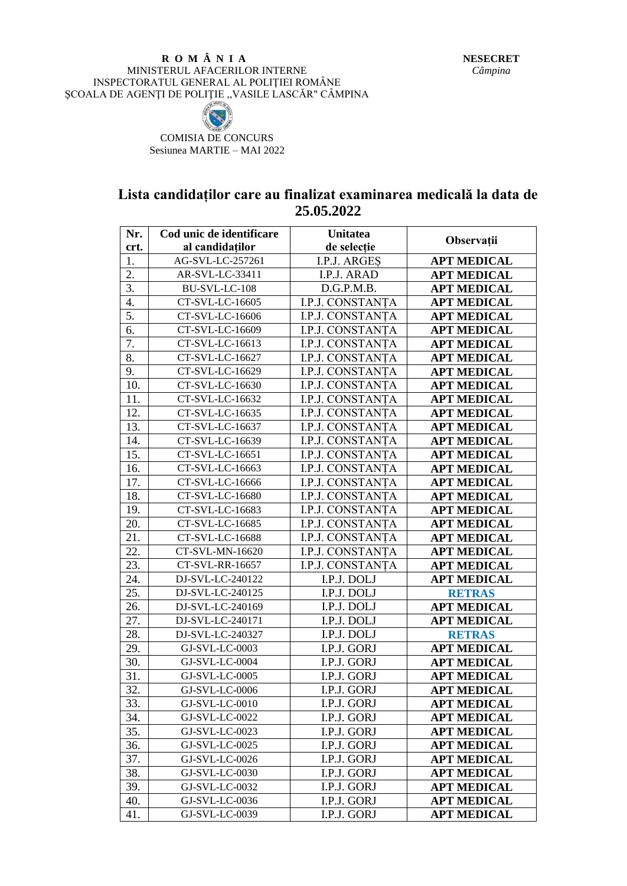**R O M Â N I A**
MINISTERUL AFACERILOR INTERNE
INSPECTORATUL GENERAL AL POLIȚIEI ROMÂNE
ȘCOALA DE AGENȚI DE POLIȚIE „VASILE LASCĂR" CÂMPINA

**NESECRET**
*Câmpina*

COMISIA DE CONCURS
Sesiunea MARTIE – MAI 2022

## Lista candidaților care au finalizat examinarea medicală la data de 25.05.2022

| Nr. crt. | Cod unic de identificare al candidaților | Unitatea de selecție | Observații |
|---|---|---|---|
| 1. | AG-SVL-LC-257261 | I.P.J. ARGEȘ | **APT MEDICAL** |
| 2. | AR-SVL-LC-33411 | I.P.J. ARAD | **APT MEDICAL** |
| 3. | BU-SVL-LC-108 | D.G.P.M.B. | **APT MEDICAL** |
| 4. | CT-SVL-LC-16605 | I.P.J. CONSTANȚA | **APT MEDICAL** |
| 5. | CT-SVL-LC-16606 | I.P.J. CONSTANȚA | **APT MEDICAL** |
| 6. | CT-SVL-LC-16609 | I.P.J. CONSTANȚA | **APT MEDICAL** |
| 7. | CT-SVL-LC-16613 | I.P.J. CONSTANȚA | **APT MEDICAL** |
| 8. | CT-SVL-LC-16627 | I.P.J. CONSTANȚA | **APT MEDICAL** |
| 9. | CT-SVL-LC-16629 | I.P.J. CONSTANȚA | **APT MEDICAL** |
| 10. | CT-SVL-LC-16630 | I.P.J. CONSTANȚA | **APT MEDICAL** |
| 11. | CT-SVL-LC-16632 | I.P.J. CONSTANȚA | **APT MEDICAL** |
| 12. | CT-SVL-LC-16635 | I.P.J. CONSTANȚA | **APT MEDICAL** |
| 13. | CT-SVL-LC-16637 | I.P.J. CONSTANȚA | **APT MEDICAL** |
| 14. | CT-SVL-LC-16639 | I.P.J. CONSTANȚA | **APT MEDICAL** |
| 15. | CT-SVL-LC-16651 | I.P.J. CONSTANȚA | **APT MEDICAL** |
| 16. | CT-SVL-LC-16663 | I.P.J. CONSTANȚA | **APT MEDICAL** |
| 17. | CT-SVL-LC-16666 | I.P.J. CONSTANȚA | **APT MEDICAL** |
| 18. | CT-SVL-LC-16680 | I.P.J. CONSTANȚA | **APT MEDICAL** |
| 19. | CT-SVL-LC-16683 | I.P.J. CONSTANȚA | **APT MEDICAL** |
| 20. | CT-SVL-LC-16685 | I.P.J. CONSTANȚA | **APT MEDICAL** |
| 21. | CT-SVL-LC-16688 | I.P.J. CONSTANȚA | **APT MEDICAL** |
| 22. | CT-SVL-MN-16620 | I.P.J. CONSTANȚA | **APT MEDICAL** |
| 23. | CT-SVL-RR-16657 | I.P.J. CONSTANȚA | **APT MEDICAL** |
| 24. | DJ-SVL-LC-240122 | I.P.J. DOLJ | **APT MEDICAL** |
| 25. | DJ-SVL-LC-240125 | I.P.J. DOLJ | **RETRAS** |
| 26. | DJ-SVL-LC-240169 | I.P.J. DOLJ | **APT MEDICAL** |
| 27. | DJ-SVL-LC-240171 | I.P.J. DOLJ | **APT MEDICAL** |
| 28. | DJ-SVL-LC-240327 | I.P.J. DOLJ | **RETRAS** |
| 29. | GJ-SVL-LC-0003 | I.P.J. GORJ | **APT MEDICAL** |
| 30. | GJ-SVL-LC-0004 | I.P.J. GORJ | **APT MEDICAL** |
| 31. | GJ-SVL-LC-0005 | I.P.J. GORJ | **APT MEDICAL** |
| 32. | GJ-SVL-LC-0006 | I.P.J. GORJ | **APT MEDICAL** |
| 33. | GJ-SVL-LC-0010 | I.P.J. GORJ | **APT MEDICAL** |
| 34. | GJ-SVL-LC-0022 | I.P.J. GORJ | **APT MEDICAL** |
| 35. | GJ-SVL-LC-0023 | I.P.J. GORJ | **APT MEDICAL** |
| 36. | GJ-SVL-LC-0025 | I.P.J. GORJ | **APT MEDICAL** |
| 37. | GJ-SVL-LC-0026 | I.P.J. GORJ | **APT MEDICAL** |
| 38. | GJ-SVL-LC-0030 | I.P.J. GORJ | **APT MEDICAL** |
| 39. | GJ-SVL-LC-0032 | I.P.J. GORJ | **APT MEDICAL** |
| 40. | GJ-SVL-LC-0036 | I.P.J. GORJ | **APT MEDICAL** |
| 41. | GJ-SVL-LC-0039 | I.P.J. GORJ | **APT MEDICAL** |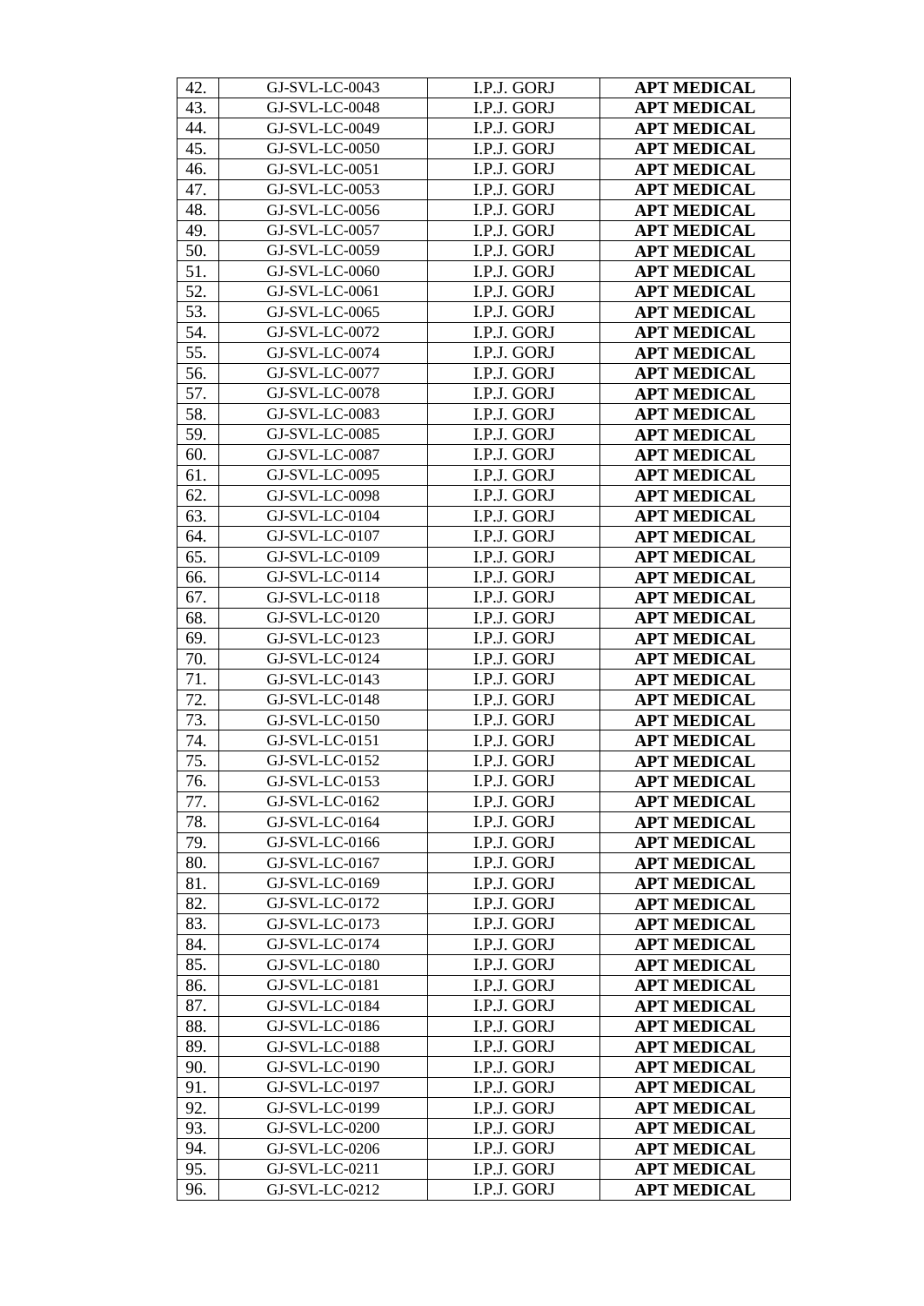| | | | |
|---|---|---|---|
| 42. | GJ-SVL-LC-0043 | I.P.J. GORJ | **APT MEDICAL** |
| 43. | GJ-SVL-LC-0048 | I.P.J. GORJ | **APT MEDICAL** |
| 44. | GJ-SVL-LC-0049 | I.P.J. GORJ | **APT MEDICAL** |
| 45. | GJ-SVL-LC-0050 | I.P.J. GORJ | **APT MEDICAL** |
| 46. | GJ-SVL-LC-0051 | I.P.J. GORJ | **APT MEDICAL** |
| 47. | GJ-SVL-LC-0053 | I.P.J. GORJ | **APT MEDICAL** |
| 48. | GJ-SVL-LC-0056 | I.P.J. GORJ | **APT MEDICAL** |
| 49. | GJ-SVL-LC-0057 | I.P.J. GORJ | **APT MEDICAL** |
| 50. | GJ-SVL-LC-0059 | I.P.J. GORJ | **APT MEDICAL** |
| 51. | GJ-SVL-LC-0060 | I.P.J. GORJ | **APT MEDICAL** |
| 52. | GJ-SVL-LC-0061 | I.P.J. GORJ | **APT MEDICAL** |
| 53. | GJ-SVL-LC-0065 | I.P.J. GORJ | **APT MEDICAL** |
| 54. | GJ-SVL-LC-0072 | I.P.J. GORJ | **APT MEDICAL** |
| 55. | GJ-SVL-LC-0074 | I.P.J. GORJ | **APT MEDICAL** |
| 56. | GJ-SVL-LC-0077 | I.P.J. GORJ | **APT MEDICAL** |
| 57. | GJ-SVL-LC-0078 | I.P.J. GORJ | **APT MEDICAL** |
| 58. | GJ-SVL-LC-0083 | I.P.J. GORJ | **APT MEDICAL** |
| 59. | GJ-SVL-LC-0085 | I.P.J. GORJ | **APT MEDICAL** |
| 60. | GJ-SVL-LC-0087 | I.P.J. GORJ | **APT MEDICAL** |
| 61. | GJ-SVL-LC-0095 | I.P.J. GORJ | **APT MEDICAL** |
| 62. | GJ-SVL-LC-0098 | I.P.J. GORJ | **APT MEDICAL** |
| 63. | GJ-SVL-LC-0104 | I.P.J. GORJ | **APT MEDICAL** |
| 64. | GJ-SVL-LC-0107 | I.P.J. GORJ | **APT MEDICAL** |
| 65. | GJ-SVL-LC-0109 | I.P.J. GORJ | **APT MEDICAL** |
| 66. | GJ-SVL-LC-0114 | I.P.J. GORJ | **APT MEDICAL** |
| 67. | GJ-SVL-LC-0118 | I.P.J. GORJ | **APT MEDICAL** |
| 68. | GJ-SVL-LC-0120 | I.P.J. GORJ | **APT MEDICAL** |
| 69. | GJ-SVL-LC-0123 | I.P.J. GORJ | **APT MEDICAL** |
| 70. | GJ-SVL-LC-0124 | I.P.J. GORJ | **APT MEDICAL** |
| 71. | GJ-SVL-LC-0143 | I.P.J. GORJ | **APT MEDICAL** |
| 72. | GJ-SVL-LC-0148 | I.P.J. GORJ | **APT MEDICAL** |
| 73. | GJ-SVL-LC-0150 | I.P.J. GORJ | **APT MEDICAL** |
| 74. | GJ-SVL-LC-0151 | I.P.J. GORJ | **APT MEDICAL** |
| 75. | GJ-SVL-LC-0152 | I.P.J. GORJ | **APT MEDICAL** |
| 76. | GJ-SVL-LC-0153 | I.P.J. GORJ | **APT MEDICAL** |
| 77. | GJ-SVL-LC-0162 | I.P.J. GORJ | **APT MEDICAL** |
| 78. | GJ-SVL-LC-0164 | I.P.J. GORJ | **APT MEDICAL** |
| 79. | GJ-SVL-LC-0166 | I.P.J. GORJ | **APT MEDICAL** |
| 80. | GJ-SVL-LC-0167 | I.P.J. GORJ | **APT MEDICAL** |
| 81. | GJ-SVL-LC-0169 | I.P.J. GORJ | **APT MEDICAL** |
| 82. | GJ-SVL-LC-0172 | I.P.J. GORJ | **APT MEDICAL** |
| 83. | GJ-SVL-LC-0173 | I.P.J. GORJ | **APT MEDICAL** |
| 84. | GJ-SVL-LC-0174 | I.P.J. GORJ | **APT MEDICAL** |
| 85. | GJ-SVL-LC-0180 | I.P.J. GORJ | **APT MEDICAL** |
| 86. | GJ-SVL-LC-0181 | I.P.J. GORJ | **APT MEDICAL** |
| 87. | GJ-SVL-LC-0184 | I.P.J. GORJ | **APT MEDICAL** |
| 88. | GJ-SVL-LC-0186 | I.P.J. GORJ | **APT MEDICAL** |
| 89. | GJ-SVL-LC-0188 | I.P.J. GORJ | **APT MEDICAL** |
| 90. | GJ-SVL-LC-0190 | I.P.J. GORJ | **APT MEDICAL** |
| 91. | GJ-SVL-LC-0197 | I.P.J. GORJ | **APT MEDICAL** |
| 92. | GJ-SVL-LC-0199 | I.P.J. GORJ | **APT MEDICAL** |
| 93. | GJ-SVL-LC-0200 | I.P.J. GORJ | **APT MEDICAL** |
| 94. | GJ-SVL-LC-0206 | I.P.J. GORJ | **APT MEDICAL** |
| 95. | GJ-SVL-LC-0211 | I.P.J. GORJ | **APT MEDICAL** |
| 96. | GJ-SVL-LC-0212 | I.P.J. GORJ | **APT MEDICAL** |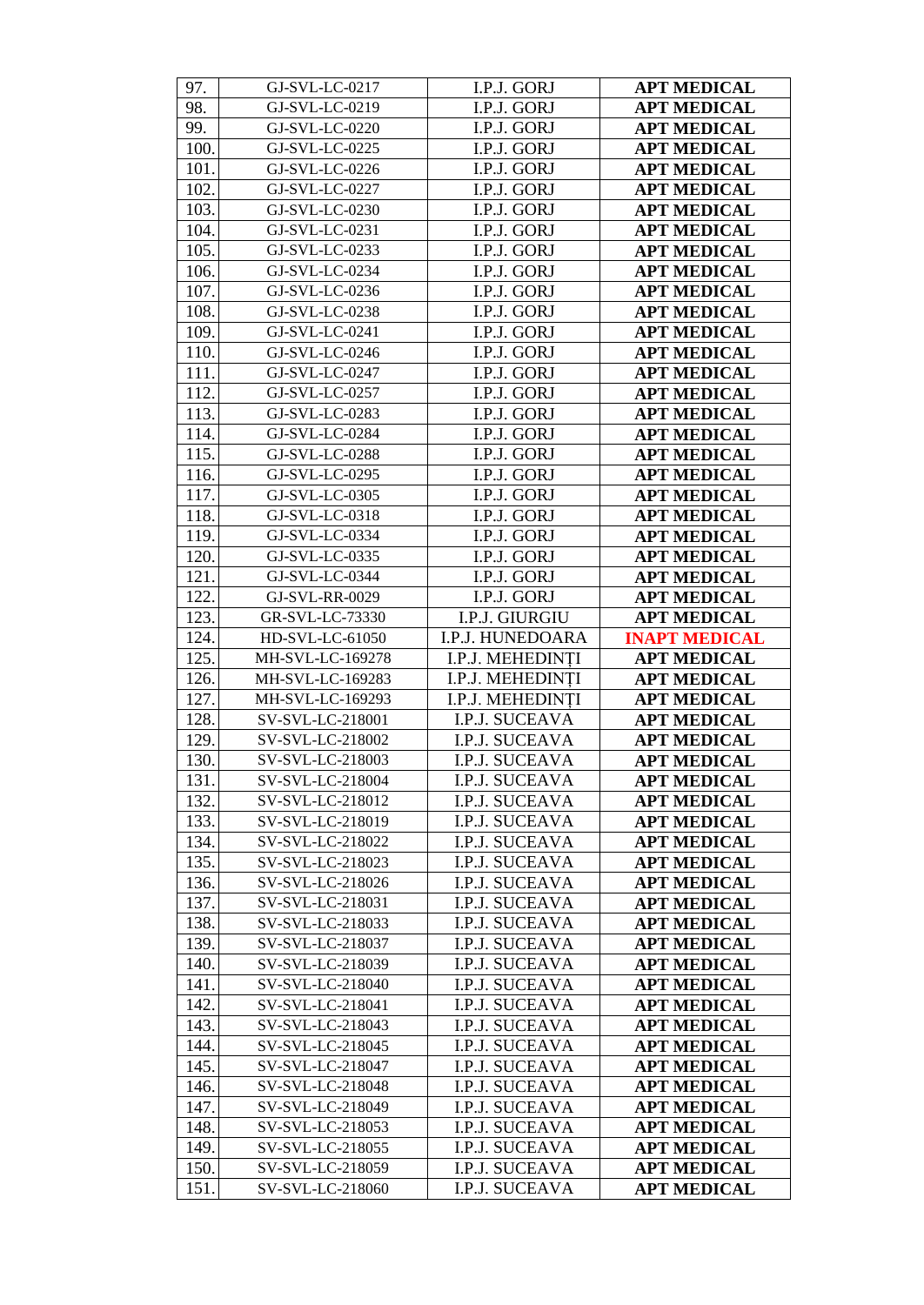| 97. | GJ-SVL-LC-0217 | I.P.J. GORJ | **APT MEDICAL** |
|---|---|---|---|
| 98. | GJ-SVL-LC-0219 | I.P.J. GORJ | **APT MEDICAL** |
| 99. | GJ-SVL-LC-0220 | I.P.J. GORJ | **APT MEDICAL** |
| 100. | GJ-SVL-LC-0225 | I.P.J. GORJ | **APT MEDICAL** |
| 101. | GJ-SVL-LC-0226 | I.P.J. GORJ | **APT MEDICAL** |
| 102. | GJ-SVL-LC-0227 | I.P.J. GORJ | **APT MEDICAL** |
| 103. | GJ-SVL-LC-0230 | I.P.J. GORJ | **APT MEDICAL** |
| 104. | GJ-SVL-LC-0231 | I.P.J. GORJ | **APT MEDICAL** |
| 105. | GJ-SVL-LC-0233 | I.P.J. GORJ | **APT MEDICAL** |
| 106. | GJ-SVL-LC-0234 | I.P.J. GORJ | **APT MEDICAL** |
| 107. | GJ-SVL-LC-0236 | I.P.J. GORJ | **APT MEDICAL** |
| 108. | GJ-SVL-LC-0238 | I.P.J. GORJ | **APT MEDICAL** |
| 109. | GJ-SVL-LC-0241 | I.P.J. GORJ | **APT MEDICAL** |
| 110. | GJ-SVL-LC-0246 | I.P.J. GORJ | **APT MEDICAL** |
| 111. | GJ-SVL-LC-0247 | I.P.J. GORJ | **APT MEDICAL** |
| 112. | GJ-SVL-LC-0257 | I.P.J. GORJ | **APT MEDICAL** |
| 113. | GJ-SVL-LC-0283 | I.P.J. GORJ | **APT MEDICAL** |
| 114. | GJ-SVL-LC-0284 | I.P.J. GORJ | **APT MEDICAL** |
| 115. | GJ-SVL-LC-0288 | I.P.J. GORJ | **APT MEDICAL** |
| 116. | GJ-SVL-LC-0295 | I.P.J. GORJ | **APT MEDICAL** |
| 117. | GJ-SVL-LC-0305 | I.P.J. GORJ | **APT MEDICAL** |
| 118. | GJ-SVL-LC-0318 | I.P.J. GORJ | **APT MEDICAL** |
| 119. | GJ-SVL-LC-0334 | I.P.J. GORJ | **APT MEDICAL** |
| 120. | GJ-SVL-LC-0335 | I.P.J. GORJ | **APT MEDICAL** |
| 121. | GJ-SVL-LC-0344 | I.P.J. GORJ | **APT MEDICAL** |
| 122. | GJ-SVL-RR-0029 | I.P.J. GORJ | **APT MEDICAL** |
| 123. | GR-SVL-LC-73330 | I.P.J. GIURGIU | **APT MEDICAL** |
| 124. | HD-SVL-LC-61050 | I.P.J. HUNEDOARA | **INAPT MEDICAL** |
| 125. | MH-SVL-LC-169278 | I.P.J. MEHEDINȚI | **APT MEDICAL** |
| 126. | MH-SVL-LC-169283 | I.P.J. MEHEDINȚI | **APT MEDICAL** |
| 127. | MH-SVL-LC-169293 | I.P.J. MEHEDINȚI | **APT MEDICAL** |
| 128. | SV-SVL-LC-218001 | I.P.J. SUCEAVA | **APT MEDICAL** |
| 129. | SV-SVL-LC-218002 | I.P.J. SUCEAVA | **APT MEDICAL** |
| 130. | SV-SVL-LC-218003 | I.P.J. SUCEAVA | **APT MEDICAL** |
| 131. | SV-SVL-LC-218004 | I.P.J. SUCEAVA | **APT MEDICAL** |
| 132. | SV-SVL-LC-218012 | I.P.J. SUCEAVA | **APT MEDICAL** |
| 133. | SV-SVL-LC-218019 | I.P.J. SUCEAVA | **APT MEDICAL** |
| 134. | SV-SVL-LC-218022 | I.P.J. SUCEAVA | **APT MEDICAL** |
| 135. | SV-SVL-LC-218023 | I.P.J. SUCEAVA | **APT MEDICAL** |
| 136. | SV-SVL-LC-218026 | I.P.J. SUCEAVA | **APT MEDICAL** |
| 137. | SV-SVL-LC-218031 | I.P.J. SUCEAVA | **APT MEDICAL** |
| 138. | SV-SVL-LC-218033 | I.P.J. SUCEAVA | **APT MEDICAL** |
| 139. | SV-SVL-LC-218037 | I.P.J. SUCEAVA | **APT MEDICAL** |
| 140. | SV-SVL-LC-218039 | I.P.J. SUCEAVA | **APT MEDICAL** |
| 141. | SV-SVL-LC-218040 | I.P.J. SUCEAVA | **APT MEDICAL** |
| 142. | SV-SVL-LC-218041 | I.P.J. SUCEAVA | **APT MEDICAL** |
| 143. | SV-SVL-LC-218043 | I.P.J. SUCEAVA | **APT MEDICAL** |
| 144. | SV-SVL-LC-218045 | I.P.J. SUCEAVA | **APT MEDICAL** |
| 145. | SV-SVL-LC-218047 | I.P.J. SUCEAVA | **APT MEDICAL** |
| 146. | SV-SVL-LC-218048 | I.P.J. SUCEAVA | **APT MEDICAL** |
| 147. | SV-SVL-LC-218049 | I.P.J. SUCEAVA | **APT MEDICAL** |
| 148. | SV-SVL-LC-218053 | I.P.J. SUCEAVA | **APT MEDICAL** |
| 149. | SV-SVL-LC-218055 | I.P.J. SUCEAVA | **APT MEDICAL** |
| 150. | SV-SVL-LC-218059 | I.P.J. SUCEAVA | **APT MEDICAL** |
| 151. | SV-SVL-LC-218060 | I.P.J. SUCEAVA | **APT MEDICAL** |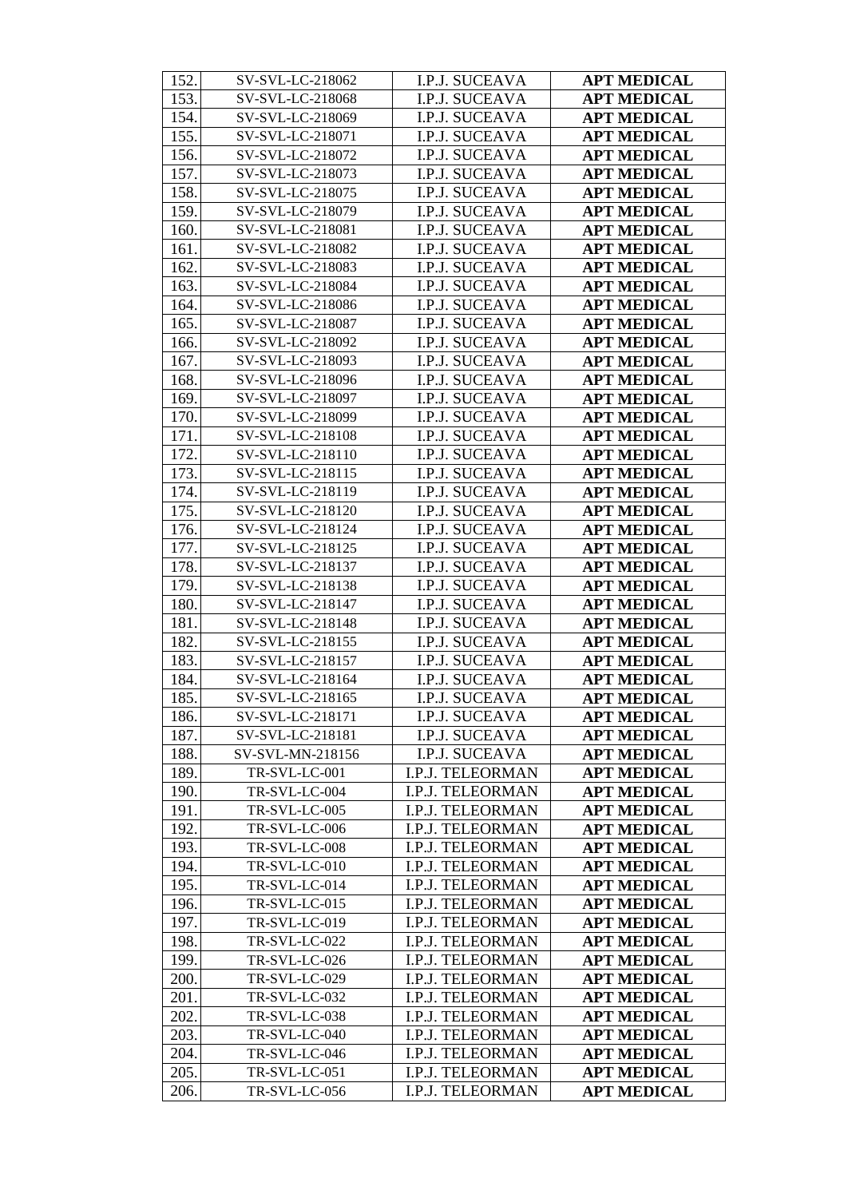| 152. | SV-SVL-LC-218062 | I.P.J. SUCEAVA | **APT MEDICAL** |
|---|---|---|---|
| 153. | SV-SVL-LC-218068 | I.P.J. SUCEAVA | **APT MEDICAL** |
| 154. | SV-SVL-LC-218069 | I.P.J. SUCEAVA | **APT MEDICAL** |
| 155. | SV-SVL-LC-218071 | I.P.J. SUCEAVA | **APT MEDICAL** |
| 156. | SV-SVL-LC-218072 | I.P.J. SUCEAVA | **APT MEDICAL** |
| 157. | SV-SVL-LC-218073 | I.P.J. SUCEAVA | **APT MEDICAL** |
| 158. | SV-SVL-LC-218075 | I.P.J. SUCEAVA | **APT MEDICAL** |
| 159. | SV-SVL-LC-218079 | I.P.J. SUCEAVA | **APT MEDICAL** |
| 160. | SV-SVL-LC-218081 | I.P.J. SUCEAVA | **APT MEDICAL** |
| 161. | SV-SVL-LC-218082 | I.P.J. SUCEAVA | **APT MEDICAL** |
| 162. | SV-SVL-LC-218083 | I.P.J. SUCEAVA | **APT MEDICAL** |
| 163. | SV-SVL-LC-218084 | I.P.J. SUCEAVA | **APT MEDICAL** |
| 164. | SV-SVL-LC-218086 | I.P.J. SUCEAVA | **APT MEDICAL** |
| 165. | SV-SVL-LC-218087 | I.P.J. SUCEAVA | **APT MEDICAL** |
| 166. | SV-SVL-LC-218092 | I.P.J. SUCEAVA | **APT MEDICAL** |
| 167. | SV-SVL-LC-218093 | I.P.J. SUCEAVA | **APT MEDICAL** |
| 168. | SV-SVL-LC-218096 | I.P.J. SUCEAVA | **APT MEDICAL** |
| 169. | SV-SVL-LC-218097 | I.P.J. SUCEAVA | **APT MEDICAL** |
| 170. | SV-SVL-LC-218099 | I.P.J. SUCEAVA | **APT MEDICAL** |
| 171. | SV-SVL-LC-218108 | I.P.J. SUCEAVA | **APT MEDICAL** |
| 172. | SV-SVL-LC-218110 | I.P.J. SUCEAVA | **APT MEDICAL** |
| 173. | SV-SVL-LC-218115 | I.P.J. SUCEAVA | **APT MEDICAL** |
| 174. | SV-SVL-LC-218119 | I.P.J. SUCEAVA | **APT MEDICAL** |
| 175. | SV-SVL-LC-218120 | I.P.J. SUCEAVA | **APT MEDICAL** |
| 176. | SV-SVL-LC-218124 | I.P.J. SUCEAVA | **APT MEDICAL** |
| 177. | SV-SVL-LC-218125 | I.P.J. SUCEAVA | **APT MEDICAL** |
| 178. | SV-SVL-LC-218137 | I.P.J. SUCEAVA | **APT MEDICAL** |
| 179. | SV-SVL-LC-218138 | I.P.J. SUCEAVA | **APT MEDICAL** |
| 180. | SV-SVL-LC-218147 | I.P.J. SUCEAVA | **APT MEDICAL** |
| 181. | SV-SVL-LC-218148 | I.P.J. SUCEAVA | **APT MEDICAL** |
| 182. | SV-SVL-LC-218155 | I.P.J. SUCEAVA | **APT MEDICAL** |
| 183. | SV-SVL-LC-218157 | I.P.J. SUCEAVA | **APT MEDICAL** |
| 184. | SV-SVL-LC-218164 | I.P.J. SUCEAVA | **APT MEDICAL** |
| 185. | SV-SVL-LC-218165 | I.P.J. SUCEAVA | **APT MEDICAL** |
| 186. | SV-SVL-LC-218171 | I.P.J. SUCEAVA | **APT MEDICAL** |
| 187. | SV-SVL-LC-218181 | I.P.J. SUCEAVA | **APT MEDICAL** |
| 188. | SV-SVL-MN-218156 | I.P.J. SUCEAVA | **APT MEDICAL** |
| 189. | TR-SVL-LC-001 | I.P.J. TELEORMAN | **APT MEDICAL** |
| 190. | TR-SVL-LC-004 | I.P.J. TELEORMAN | **APT MEDICAL** |
| 191. | TR-SVL-LC-005 | I.P.J. TELEORMAN | **APT MEDICAL** |
| 192. | TR-SVL-LC-006 | I.P.J. TELEORMAN | **APT MEDICAL** |
| 193. | TR-SVL-LC-008 | I.P.J. TELEORMAN | **APT MEDICAL** |
| 194. | TR-SVL-LC-010 | I.P.J. TELEORMAN | **APT MEDICAL** |
| 195. | TR-SVL-LC-014 | I.P.J. TELEORMAN | **APT MEDICAL** |
| 196. | TR-SVL-LC-015 | I.P.J. TELEORMAN | **APT MEDICAL** |
| 197. | TR-SVL-LC-019 | I.P.J. TELEORMAN | **APT MEDICAL** |
| 198. | TR-SVL-LC-022 | I.P.J. TELEORMAN | **APT MEDICAL** |
| 199. | TR-SVL-LC-026 | I.P.J. TELEORMAN | **APT MEDICAL** |
| 200. | TR-SVL-LC-029 | I.P.J. TELEORMAN | **APT MEDICAL** |
| 201. | TR-SVL-LC-032 | I.P.J. TELEORMAN | **APT MEDICAL** |
| 202. | TR-SVL-LC-038 | I.P.J. TELEORMAN | **APT MEDICAL** |
| 203. | TR-SVL-LC-040 | I.P.J. TELEORMAN | **APT MEDICAL** |
| 204. | TR-SVL-LC-046 | I.P.J. TELEORMAN | **APT MEDICAL** |
| 205. | TR-SVL-LC-051 | I.P.J. TELEORMAN | **APT MEDICAL** |
| 206. | TR-SVL-LC-056 | I.P.J. TELEORMAN | **APT MEDICAL** |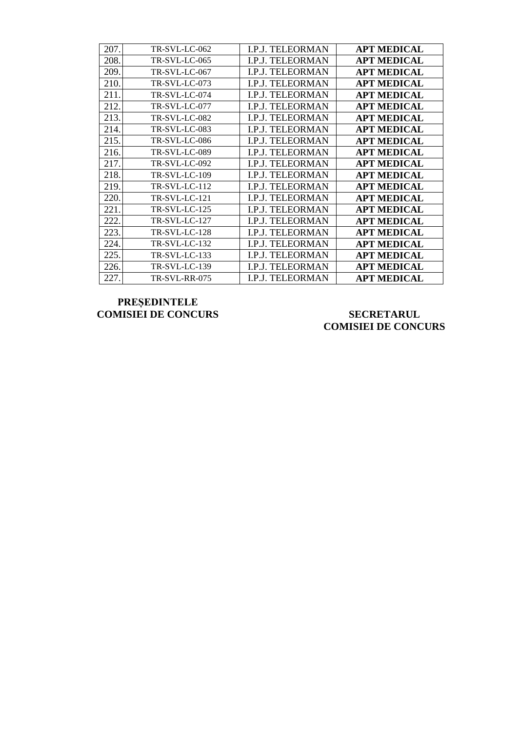| | | | |
|---|---|---|---|
| 207. | TR-SVL-LC-062 | I.P.J. TELEORMAN | **APT MEDICAL** |
| 208. | TR-SVL-LC-065 | I.P.J. TELEORMAN | **APT MEDICAL** |
| 209. | TR-SVL-LC-067 | I.P.J. TELEORMAN | **APT MEDICAL** |
| 210. | TR-SVL-LC-073 | I.P.J. TELEORMAN | **APT MEDICAL** |
| 211. | TR-SVL-LC-074 | I.P.J. TELEORMAN | **APT MEDICAL** |
| 212. | TR-SVL-LC-077 | I.P.J. TELEORMAN | **APT MEDICAL** |
| 213. | TR-SVL-LC-082 | I.P.J. TELEORMAN | **APT MEDICAL** |
| 214. | TR-SVL-LC-083 | I.P.J. TELEORMAN | **APT MEDICAL** |
| 215. | TR-SVL-LC-086 | I.P.J. TELEORMAN | **APT MEDICAL** |
| 216. | TR-SVL-LC-089 | I.P.J. TELEORMAN | **APT MEDICAL** |
| 217. | TR-SVL-LC-092 | I.P.J. TELEORMAN | **APT MEDICAL** |
| 218. | TR-SVL-LC-109 | I.P.J. TELEORMAN | **APT MEDICAL** |
| 219. | TR-SVL-LC-112 | I.P.J. TELEORMAN | **APT MEDICAL** |
| 220. | TR-SVL-LC-121 | I.P.J. TELEORMAN | **APT MEDICAL** |
| 221. | TR-SVL-LC-125 | I.P.J. TELEORMAN | **APT MEDICAL** |
| 222. | TR-SVL-LC-127 | I.P.J. TELEORMAN | **APT MEDICAL** |
| 223. | TR-SVL-LC-128 | I.P.J. TELEORMAN | **APT MEDICAL** |
| 224. | TR-SVL-LC-132 | I.P.J. TELEORMAN | **APT MEDICAL** |
| 225. | TR-SVL-LC-133 | I.P.J. TELEORMAN | **APT MEDICAL** |
| 226. | TR-SVL-LC-139 | I.P.J. TELEORMAN | **APT MEDICAL** |
| 227. | TR-SVL-RR-075 | I.P.J. TELEORMAN | **APT MEDICAL** |

**PREȘEDINTELE**
**COMISIEI DE CONCURS**

**SECRETARUL**
**COMISIEI DE CONCURS**